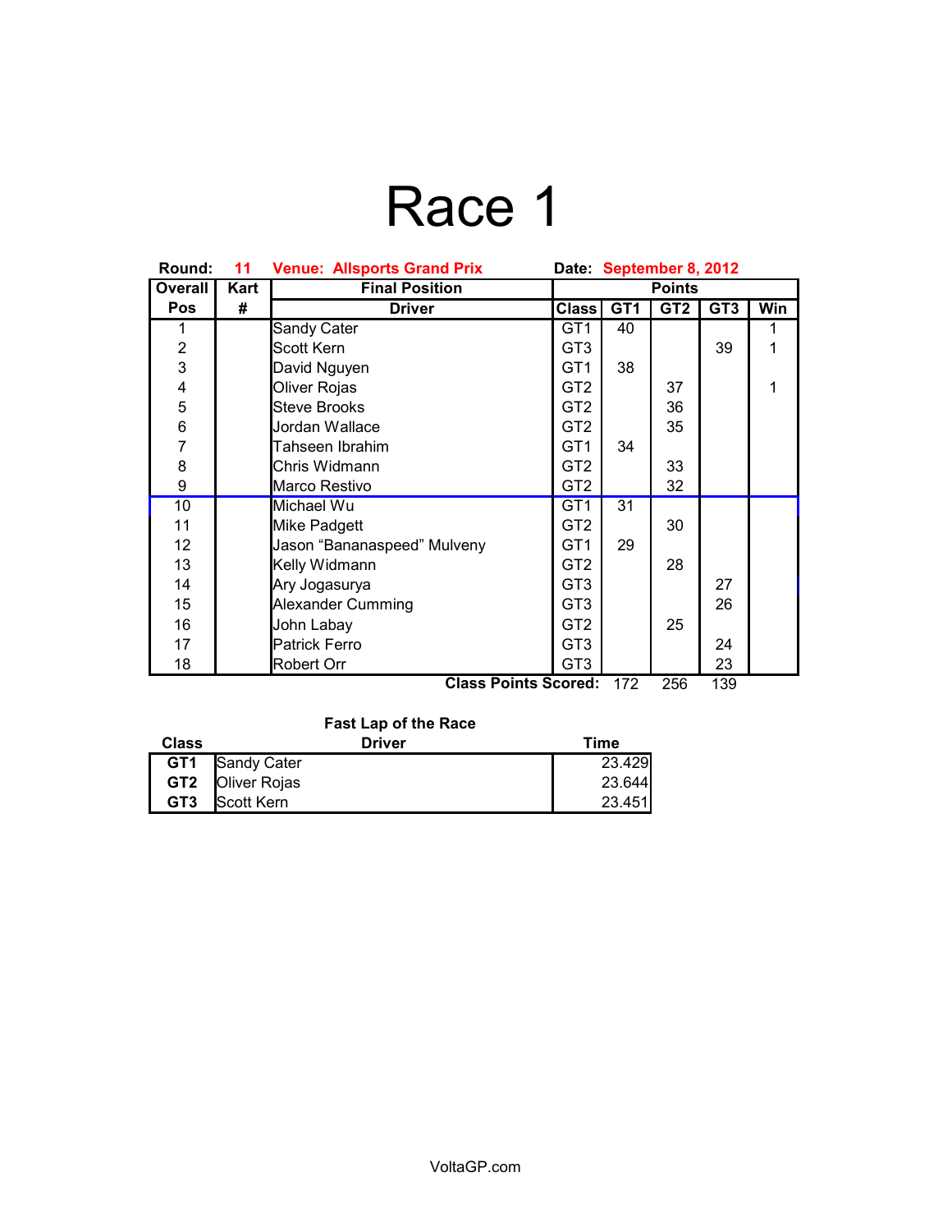# Race 1

**Round:** 11 **Venue: Allsports Grand Prix** **Date:** September 8, 2012

| Overall | Kart | Final Position | Points | | | | |
|---|---|---|---|---|---|---|---|
| Pos | # | Driver | Class | GT1 | GT2 | GT3 | Win |
| 1 | | Sandy Cater | GT1 | 40 | | | 1 |
| 2 | | Scott Kern | GT3 | | | 39 | 1 |
| 3 | | David Nguyen | GT1 | 38 | | | |
| 4 | | Oliver Rojas | GT2 | | 37 | | 1 |
| 5 | | Steve Brooks | GT2 | | 36 | | |
| 6 | | Jordan Wallace | GT2 | | 35 | | |
| 7 | | Tahseen Ibrahim | GT1 | 34 | | | |
| 8 | | Chris Widmann | GT2 | | 33 | | |
| 9 | | Marco Restivo | GT2 | | 32 | | |
| 10 | | Michael Wu | GT1 | 31 | | | |
| 11 | | Mike Padgett | GT2 | | 30 | | |
| 12 | | Jason "Bananaspeed" Mulveny | GT1 | 29 | | | |
| 13 | | Kelly Widmann | GT2 | | 28 | | |
| 14 | | Ary Jogasurya | GT3 | | | 27 | |
| 15 | | Alexander Cumming | GT3 | | | 26 | |
| 16 | | John Labay | GT2 | | 25 | | |
| 17 | | Patrick Ferro | GT3 | | | 24 | |
| 18 | | Robert Orr | GT3 | | | 23 | |
| | | | **Class Points Scored:** | 172 | 256 | 139 | |

**Fast Lap of the Race**

| Class | Driver | Time |
|---|---|---|
| **GT1** | Sandy Cater | 23.429 |
| **GT2** | Oliver Rojas | 23.644 |
| **GT3** | Scott Kern | 23.451 |

VoltaGP.com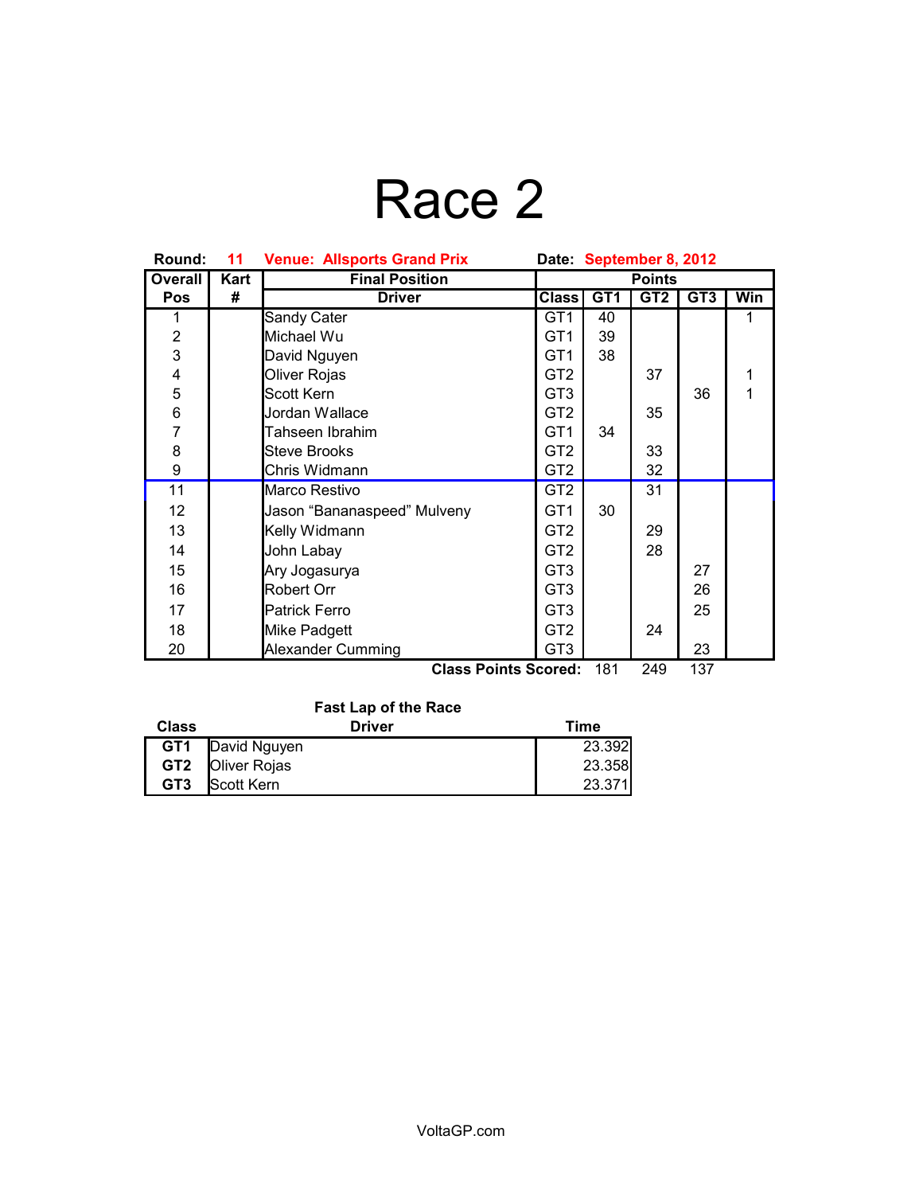# Race 2

**Round:** 11 **Venue: Allsports Grand Prix** **Date: September 8, 2012**

| Overall Pos | Kart # | Final Position Driver | Class | GT1 | GT2 | GT3 | Win |
|---|---|---|---|---|---|---|---|
| 1 | | Sandy Cater | GT1 | 40 | | | 1 |
| 2 | | Michael Wu | GT1 | 39 | | | |
| 3 | | David Nguyen | GT1 | 38 | | | |
| 4 | | Oliver Rojas | GT2 | | 37 | | 1 |
| 5 | | Scott Kern | GT3 | | | 36 | 1 |
| 6 | | Jordan Wallace | GT2 | | 35 | | |
| 7 | | Tahseen Ibrahim | GT1 | 34 | | | |
| 8 | | Steve Brooks | GT2 | | 33 | | |
| 9 | | Chris Widmann | GT2 | | 32 | | |
| 11 | | Marco Restivo | GT2 | | 31 | | |
| 12 | | Jason “Bananaspeed” Mulveny | GT1 | 30 | | | |
| 13 | | Kelly Widmann | GT2 | | 29 | | |
| 14 | | John Labay | GT2 | | 28 | | |
| 15 | | Ary Jogasurya | GT3 | | | 27 | |
| 16 | | Robert Orr | GT3 | | | 26 | |
| 17 | | Patrick Ferro | GT3 | | | 25 | |
| 18 | | Mike Padgett | GT2 | | 24 | | |
| 20 | | Alexander Cumming | GT3 | | | 23 | |
| | | | **Class Points Scored:** | 181 | 249 | 137 | |

**Fast Lap of the Race**

| Class | Driver | Time |
|---|---|---|
| **GT1** | David Nguyen | 23.392 |
| **GT2** | Oliver Rojas | 23.358 |
| **GT3** | Scott Kern | 23.371 |

VoltaGP.com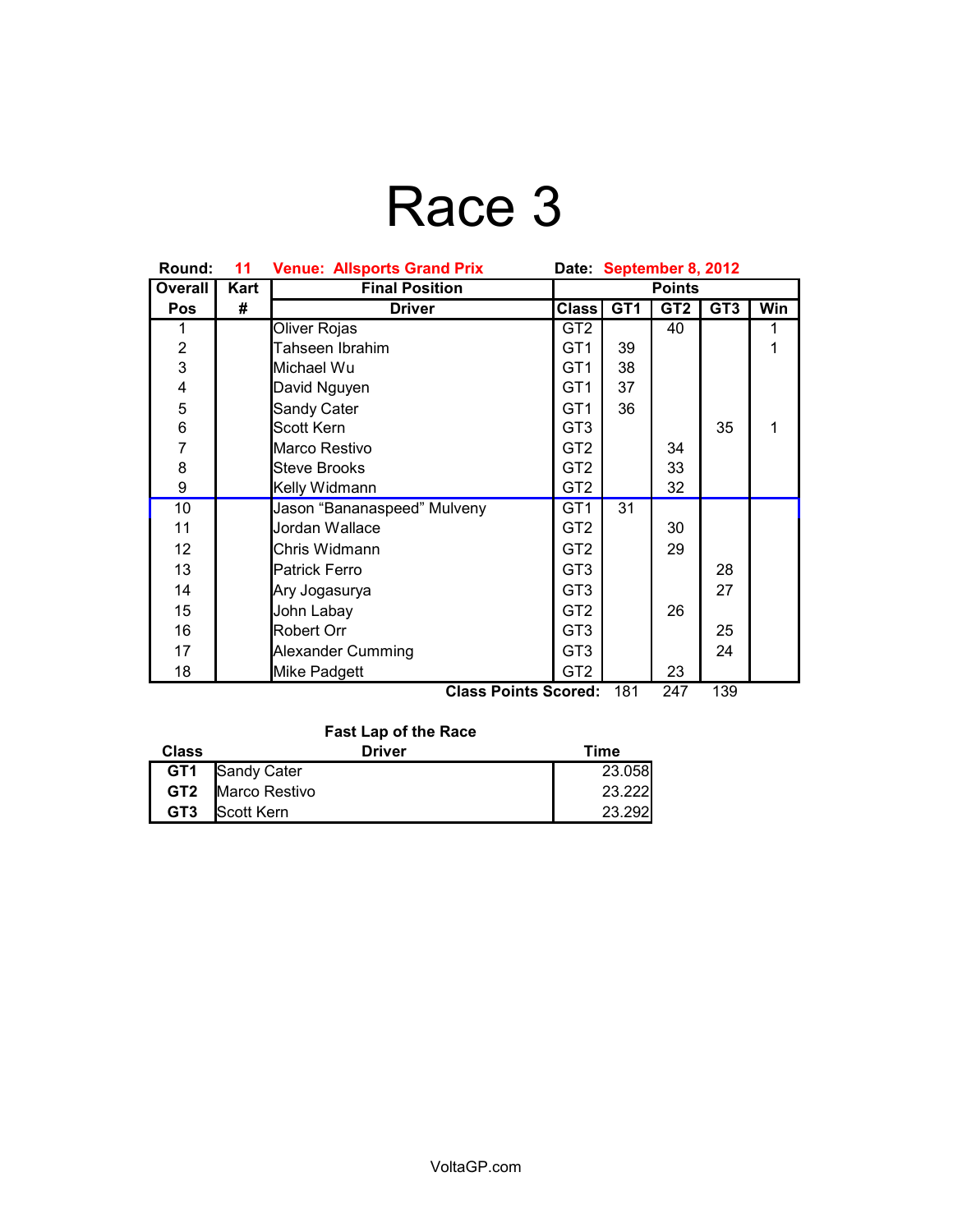# Race 3

**Round:** 11 **Venue: Allsports Grand Prix** **Date: September 8, 2012**

| Overall | Kart | Final Position | Points | | | | |
|---|---|---|---|---|---|---|---|
| **Pos** | **#** | **Driver** | **Class** | **GT1** | **GT2** | **GT3** | **Win** |
| 1 | | Oliver Rojas | GT2 | | 40 | | 1 |
| 2 | | Tahseen Ibrahim | GT1 | 39 | | | 1 |
| 3 | | Michael Wu | GT1 | 38 | | | |
| 4 | | David Nguyen | GT1 | 37 | | | |
| 5 | | Sandy Cater | GT1 | 36 | | | |
| 6 | | Scott Kern | GT3 | | | 35 | 1 |
| 7 | | Marco Restivo | GT2 | | 34 | | |
| 8 | | Steve Brooks | GT2 | | 33 | | |
| 9 | | Kelly Widmann | GT2 | | 32 | | |
| 10 | | Jason “Bananaspeed” Mulveny | GT1 | 31 | | | |
| 11 | | Jordan Wallace | GT2 | | 30 | | |
| 12 | | Chris Widmann | GT2 | | 29 | | |
| 13 | | Patrick Ferro | GT3 | | | 28 | |
| 14 | | Ary Jogasurya | GT3 | | | 27 | |
| 15 | | John Labay | GT2 | | 26 | | |
| 16 | | Robert Orr | GT3 | | | 25 | |
| 17 | | Alexander Cumming | GT3 | | | 24 | |
| 18 | | Mike Padgett | GT2 | | 23 | | |
| | | | **Class Points Scored:** | 181 | 247 | 139 | |

**Fast Lap of the Race**

| Class | Driver | Time |
|---|---|---|
| **GT1** | Sandy Cater | 23.058 |
| **GT2** | Marco Restivo | 23.222 |
| **GT3** | Scott Kern | 23.292 |

VoltaGP.com